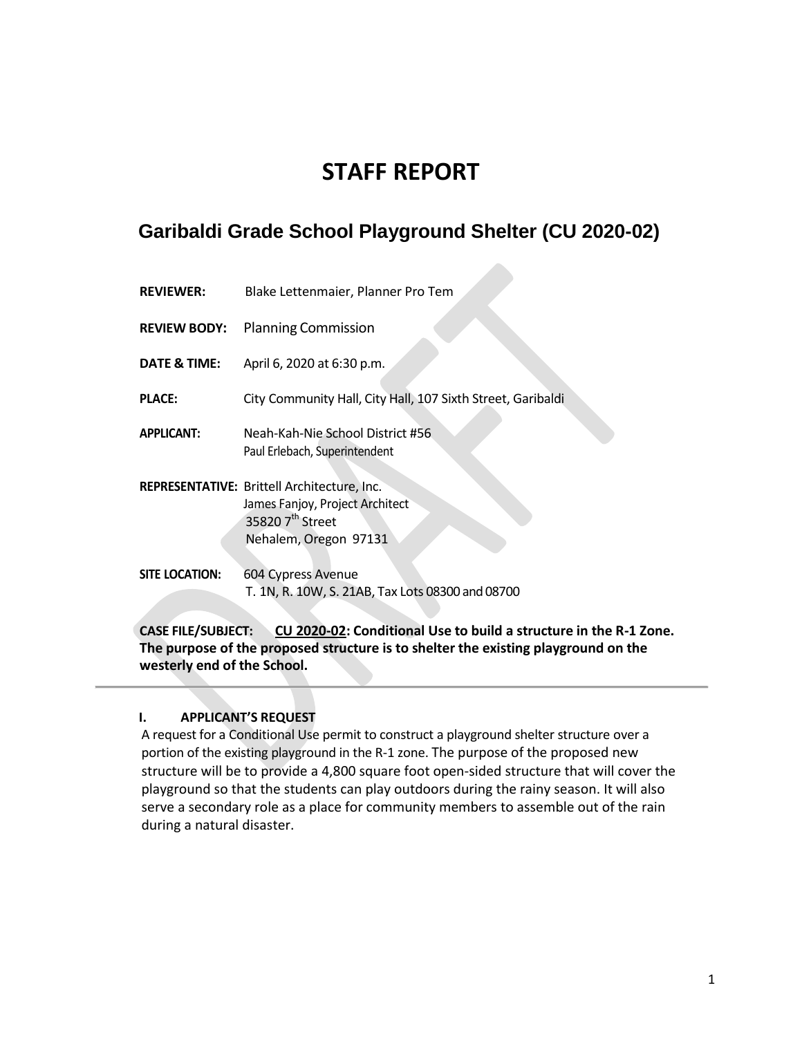# STAFF REPORT

## Garibaldi Grade School Playground Shelter (CU 2020-02)

**REVIEWER:** Blake Lettenmaier, Planner Pro Tem

**REVIEW BODY:** Planning Commission

**DATE & TIME:** April 6, 2020 at 6:30 p.m.

**PLACE:** City Community Hall, City Hall, 107 Sixth Street, Garibaldi

**APPLICANT:** Neah-Kah-Nie School District #56
Paul Erlebach, Superintendent

**REPRESENTATIVE:** Brittell Architecture, Inc.
James Fanjoy, Project Architect
35820 7th Street
Nehalem, Oregon 97131

**SITE LOCATION:** 604 Cypress Avenue
T. 1N, R. 10W, S. 21AB, Tax Lots 08300 and 08700

**CASE FILE/SUBJECT:** **CU 2020-02: Conditional Use to build a structure in the R-1 Zone. The purpose of the proposed structure is to shelter the existing playground on the westerly end of the School.**

---

### I. APPLICANT'S REQUEST

A request for a Conditional Use permit to construct a playground shelter structure over a portion of the existing playground in the R-1 zone. The purpose of the proposed new structure will be to provide a 4,800 square foot open-sided structure that will cover the playground so that the students can play outdoors during the rainy season. It will also serve a secondary role as a place for community members to assemble out of the rain during a natural disaster.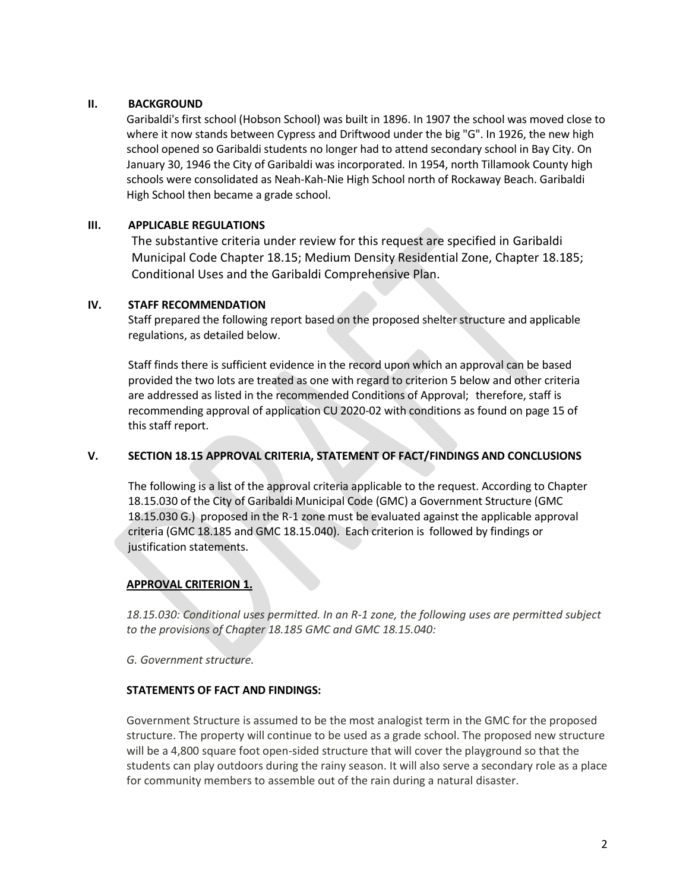## II. BACKGROUND

Garibaldi's first school (Hobson School) was built in 1896. In 1907 the school was moved close to where it now stands between Cypress and Driftwood under the big "G". In 1926, the new high school opened so Garibaldi students no longer had to attend secondary school in Bay City. On January 30, 1946 the City of Garibaldi was incorporated. In 1954, north Tillamook County high schools were consolidated as Neah-Kah-Nie High School north of Rockaway Beach. Garibaldi High School then became a grade school.

## III. APPLICABLE REGULATIONS

The substantive criteria under review for this request are specified in Garibaldi Municipal Code Chapter 18.15; Medium Density Residential Zone, Chapter 18.185; Conditional Uses and the Garibaldi Comprehensive Plan.

## IV. STAFF RECOMMENDATION

Staff prepared the following report based on the proposed shelter structure and applicable regulations, as detailed below.

Staff finds there is sufficient evidence in the record upon which an approval can be based provided the two lots are treated as one with regard to criterion 5 below and other criteria are addressed as listed in the recommended Conditions of Approval; therefore, staff is recommending approval of application CU 2020-02 with conditions as found on page 15 of this staff report.

## V. SECTION 18.15 APPROVAL CRITERIA, STATEMENT OF FACT/FINDINGS AND CONCLUSIONS

The following is a list of the approval criteria applicable to the request. According to Chapter 18.15.030 of the City of Garibaldi Municipal Code (GMC) a Government Structure (GMC 18.15.030 G.) proposed in the R-1 zone must be evaluated against the applicable approval criteria (GMC 18.185 and GMC 18.15.040). Each criterion is followed by findings or justification statements.

**APPROVAL CRITERION 1.**

*18.15.030: Conditional uses permitted. In an R-1 zone, the following uses are permitted subject to the provisions of Chapter 18.185 GMC and GMC 18.15.040:*

*G. Government structure.*

**STATEMENTS OF FACT AND FINDINGS:**

Government Structure is assumed to be the most analogist term in the GMC for the proposed structure. The property will continue to be used as a grade school. The proposed new structure will be a 4,800 square foot open-sided structure that will cover the playground so that the students can play outdoors during the rainy season. It will also serve a secondary role as a place for community members to assemble out of the rain during a natural disaster.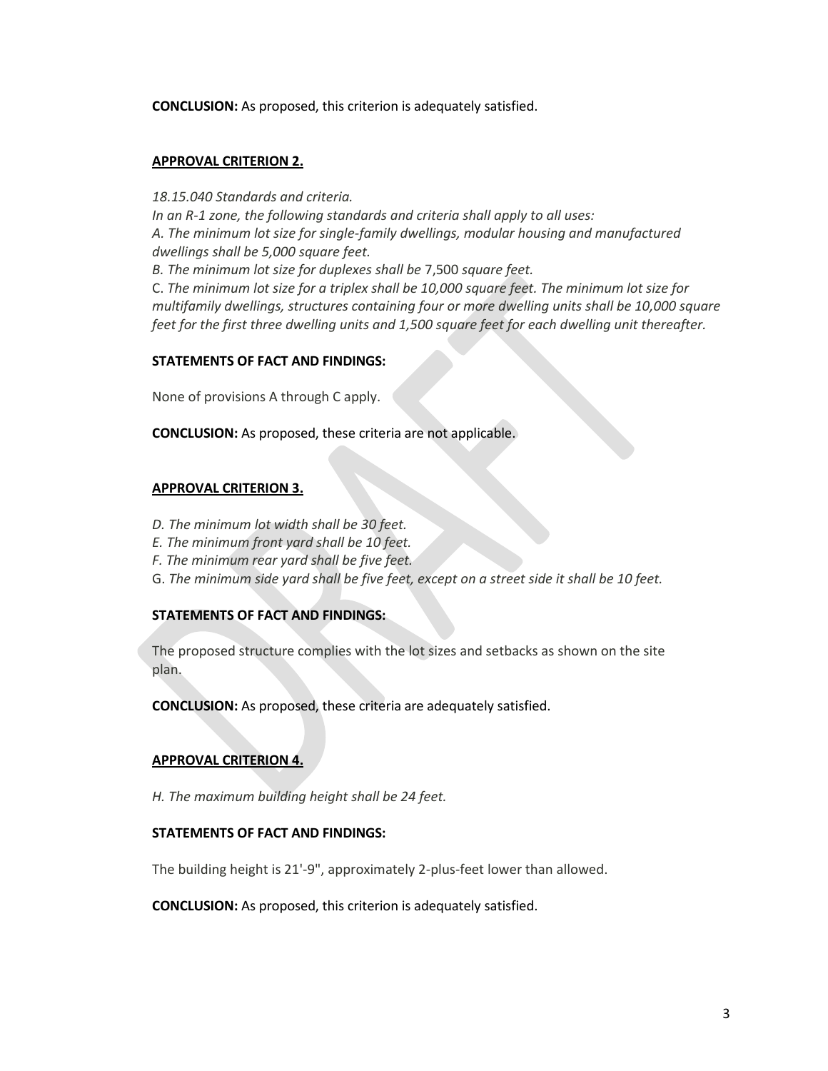**CONCLUSION:** As proposed, this criterion is adequately satisfied.

**APPROVAL CRITERION 2.**

*18.15.040 Standards and criteria.*
*In an R-1 zone, the following standards and criteria shall apply to all uses:*
*A. The minimum lot size for single-family dwellings, modular housing and manufactured dwellings shall be 5,000 square feet.*
*B. The minimum lot size for duplexes shall be* 7,500 *square feet.*
C. *The minimum lot size for a triplex shall be 10,000 square feet. The minimum lot size for multifamily dwellings, structures containing four or more dwelling units shall be 10,000 square feet for the first three dwelling units and 1,500 square feet for each dwelling unit thereafter.*

**STATEMENTS OF FACT AND FINDINGS:**

None of provisions A through C apply.

**CONCLUSION:** As proposed, these criteria are not applicable.

**APPROVAL CRITERION 3.**

*D. The minimum lot width shall be 30 feet.*
*E. The minimum front yard shall be 10 feet.*
*F. The minimum rear yard shall be five feet.*
G. *The minimum side yard shall be five feet, except on a street side it shall be 10 feet.*

**STATEMENTS OF FACT AND FINDINGS:**

The proposed structure complies with the lot sizes and setbacks as shown on the site plan.

**CONCLUSION:** As proposed, these criteria are adequately satisfied.

**APPROVAL CRITERION 4.**

*H. The maximum building height shall be 24 feet.*

**STATEMENTS OF FACT AND FINDINGS:**

The building height is 21'-9", approximately 2-plus-feet lower than allowed.

**CONCLUSION:** As proposed, this criterion is adequately satisfied.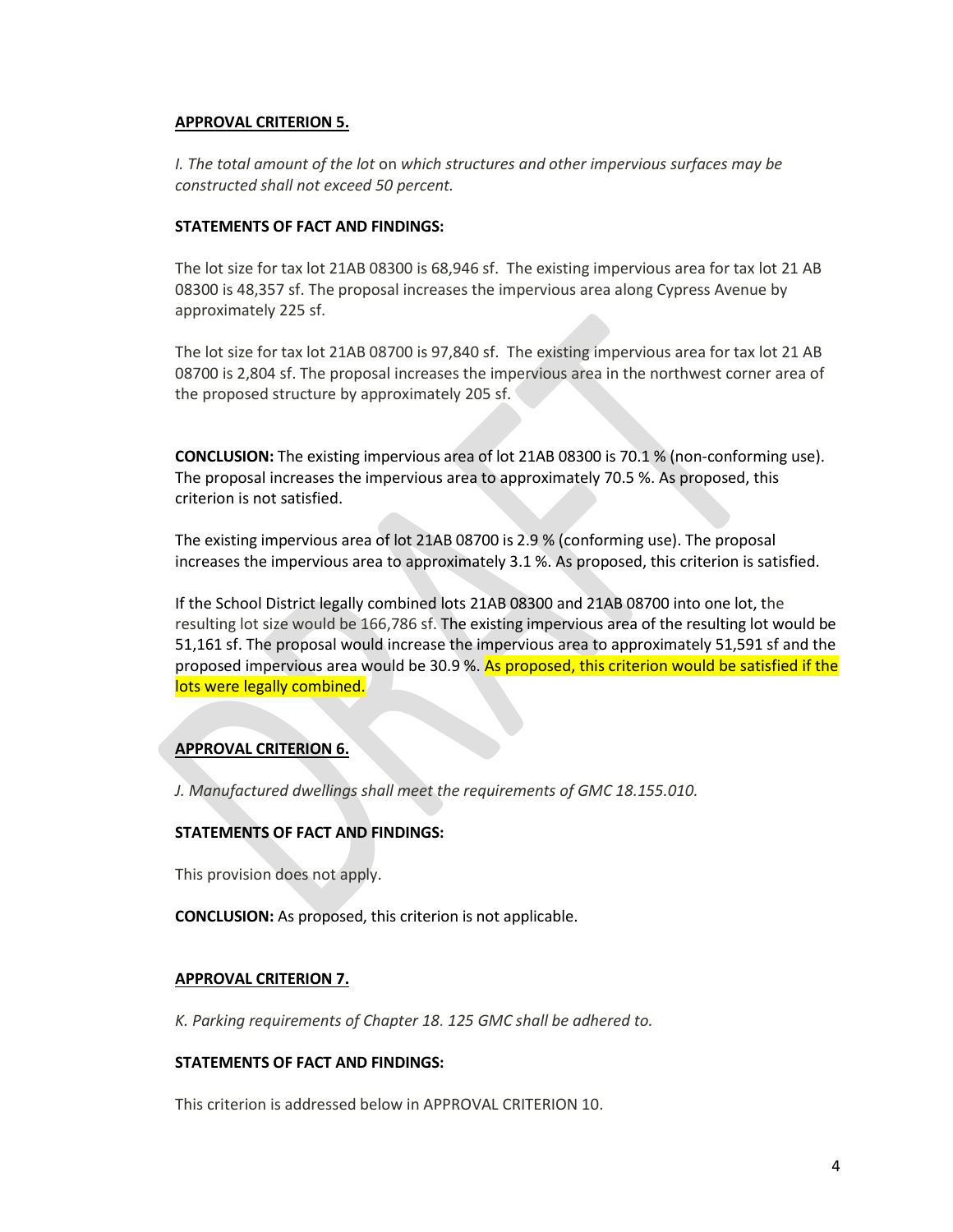**APPROVAL CRITERION 5.**

*I. The total amount of the lot* on *which structures and other impervious surfaces may be constructed shall not exceed 50 percent.*

**STATEMENTS OF FACT AND FINDINGS:**

The lot size for tax lot 21AB 08300 is 68,946 sf. The existing impervious area for tax lot 21 AB 08300 is 48,357 sf. The proposal increases the impervious area along Cypress Avenue by approximately 225 sf.

The lot size for tax lot 21AB 08700 is 97,840 sf. The existing impervious area for tax lot 21 AB 08700 is 2,804 sf. The proposal increases the impervious area in the northwest corner area of the proposed structure by approximately 205 sf.

**CONCLUSION:** The existing impervious area of lot 21AB 08300 is 70.1 % (non-conforming use). The proposal increases the impervious area to approximately 70.5 %. As proposed, this criterion is not satisfied.

The existing impervious area of lot 21AB 08700 is 2.9 % (conforming use). The proposal increases the impervious area to approximately 3.1 %. As proposed, this criterion is satisfied.

If the School District legally combined lots 21AB 08300 and 21AB 08700 into one lot, the resulting lot size would be 166,786 sf. The existing impervious area of the resulting lot would be 51,161 sf. The proposal would increase the impervious area to approximately 51,591 sf and the proposed impervious area would be 30.9 %. As proposed, this criterion would be satisfied if the lots were legally combined.

**APPROVAL CRITERION 6.**

*J. Manufactured dwellings shall meet the requirements of GMC 18.155.010.*

**STATEMENTS OF FACT AND FINDINGS:**

This provision does not apply.

**CONCLUSION:** As proposed, this criterion is not applicable.

**APPROVAL CRITERION 7.**

*K. Parking requirements of Chapter 18. 125 GMC shall be adhered to.*

**STATEMENTS OF FACT AND FINDINGS:**

This criterion is addressed below in APPROVAL CRITERION 10.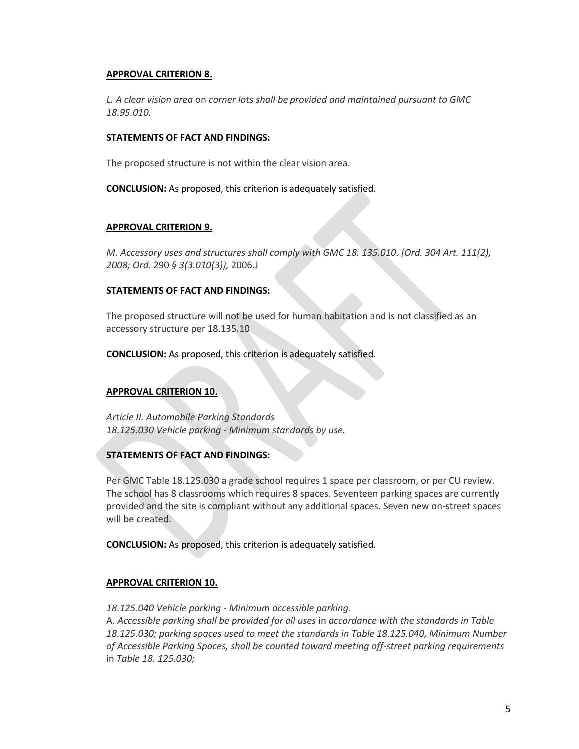**APPROVAL CRITERION 8.**

*L. A clear vision area* on *corner lots shall be provided and maintained pursuant to GMC 18.95.010.*

**STATEMENTS OF FACT AND FINDINGS:**

The proposed structure is not within the clear vision area.

**CONCLUSION:** As proposed, this criterion is adequately satisfied.

**APPROVAL CRITERION 9.**

*M. Accessory uses and structures shall comply with GMC 18. 135.010. [Ord. 304 Art. 111(2), 2008; Ord.* 290 *§ 3(3.010(3)),* 2006.J

**STATEMENTS OF FACT AND FINDINGS:**

The proposed structure will not be used for human habitation and is not classified as an accessory structure per 18.135.10

**CONCLUSION:** As proposed, this criterion is adequately satisfied.

**APPROVAL CRITERION 10.**

*Article II. Automobile Parking Standards*
*18.125.030 Vehicle parking - Minimum standards by use.*

**STATEMENTS OF FACT AND FINDINGS:**

Per GMC Table 18.125.030 a grade school requires 1 space per classroom, or per CU review. The school has 8 classrooms which requires 8 spaces. Seventeen parking spaces are currently provided and the site is compliant without any additional spaces. Seven new on-street spaces will be created.

**CONCLUSION:** As proposed, this criterion is adequately satisfied.

**APPROVAL CRITERION 10.**

*18.125.040 Vehicle parking - Minimum accessible parking.*
A. *Accessible parking shall be provided for all uses* in *accordance with the standards in Table 18.125.030; parking spaces used to meet the standards in Table 18.125.040, Minimum Number of Accessible Parking Spaces, shall be counted toward meeting off-street parking requirements* in *Table 18. 125.030;*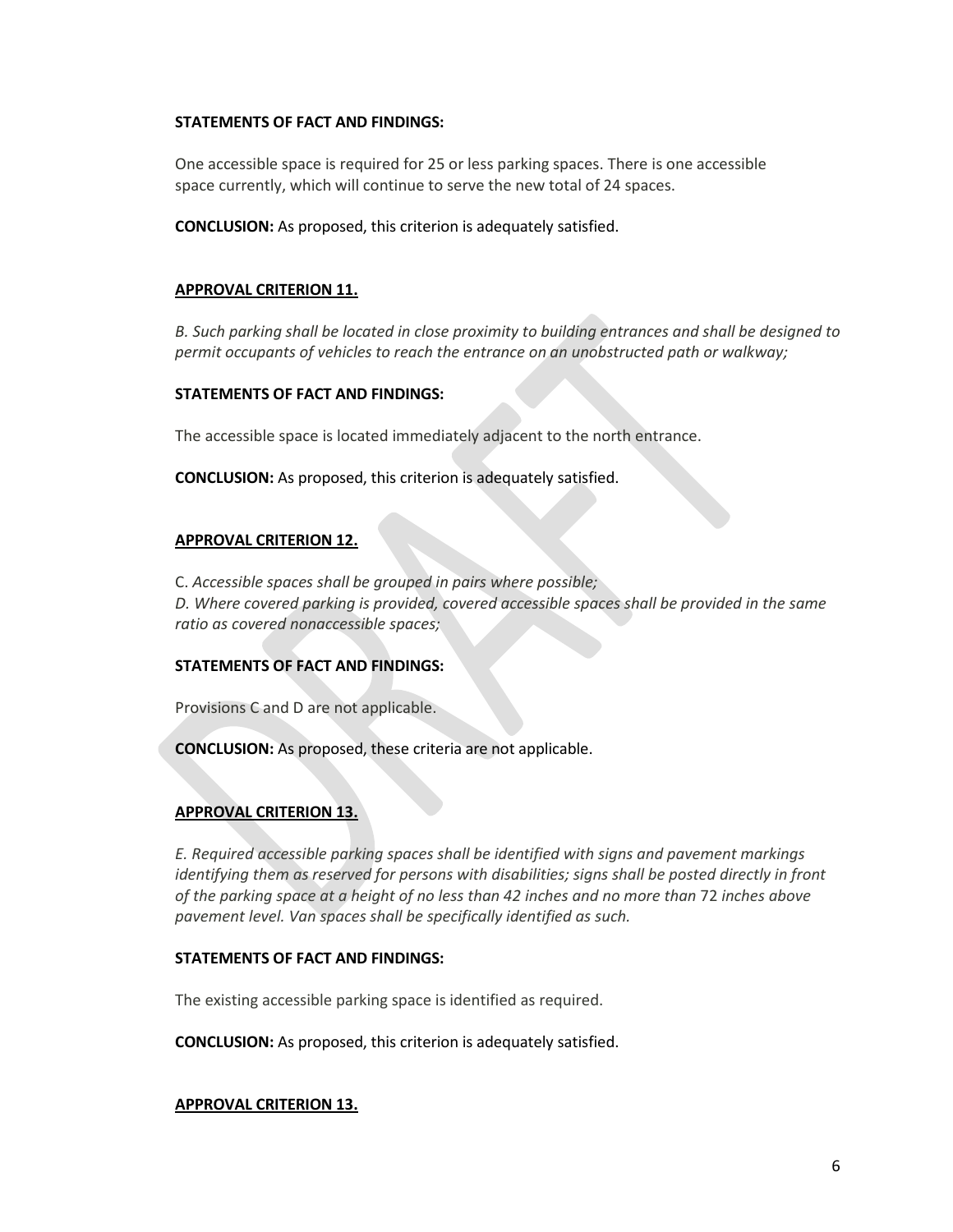**STATEMENTS OF FACT AND FINDINGS:**

One accessible space is required for 25 or less parking spaces. There is one accessible space currently, which will continue to serve the new total of 24 spaces.

**CONCLUSION:** As proposed, this criterion is adequately satisfied.

**APPROVAL CRITERION 11.**

*B. Such parking shall be located in close proximity to building entrances and shall be designed to permit occupants of vehicles to reach the entrance on an unobstructed path or walkway;*

**STATEMENTS OF FACT AND FINDINGS:**

The accessible space is located immediately adjacent to the north entrance.

**CONCLUSION:** As proposed, this criterion is adequately satisfied.

**APPROVAL CRITERION 12.**

C. *Accessible spaces shall be grouped in pairs where possible;*
*D. Where covered parking is provided, covered accessible spaces shall be provided in the same ratio as covered nonaccessible spaces;*

**STATEMENTS OF FACT AND FINDINGS:**

Provisions C and D are not applicable.

**CONCLUSION:** As proposed, these criteria are not applicable.

**APPROVAL CRITERION 13.**

*E. Required accessible parking spaces shall be identified with signs and pavement markings identifying them as reserved for persons with disabilities; signs shall be posted directly in front of the parking space at a height of no less than 42 inches and no more than* 72 *inches above pavement level. Van spaces shall be specifically identified as such.*

**STATEMENTS OF FACT AND FINDINGS:**

The existing accessible parking space is identified as required.

**CONCLUSION:** As proposed, this criterion is adequately satisfied.

**APPROVAL CRITERION 13.**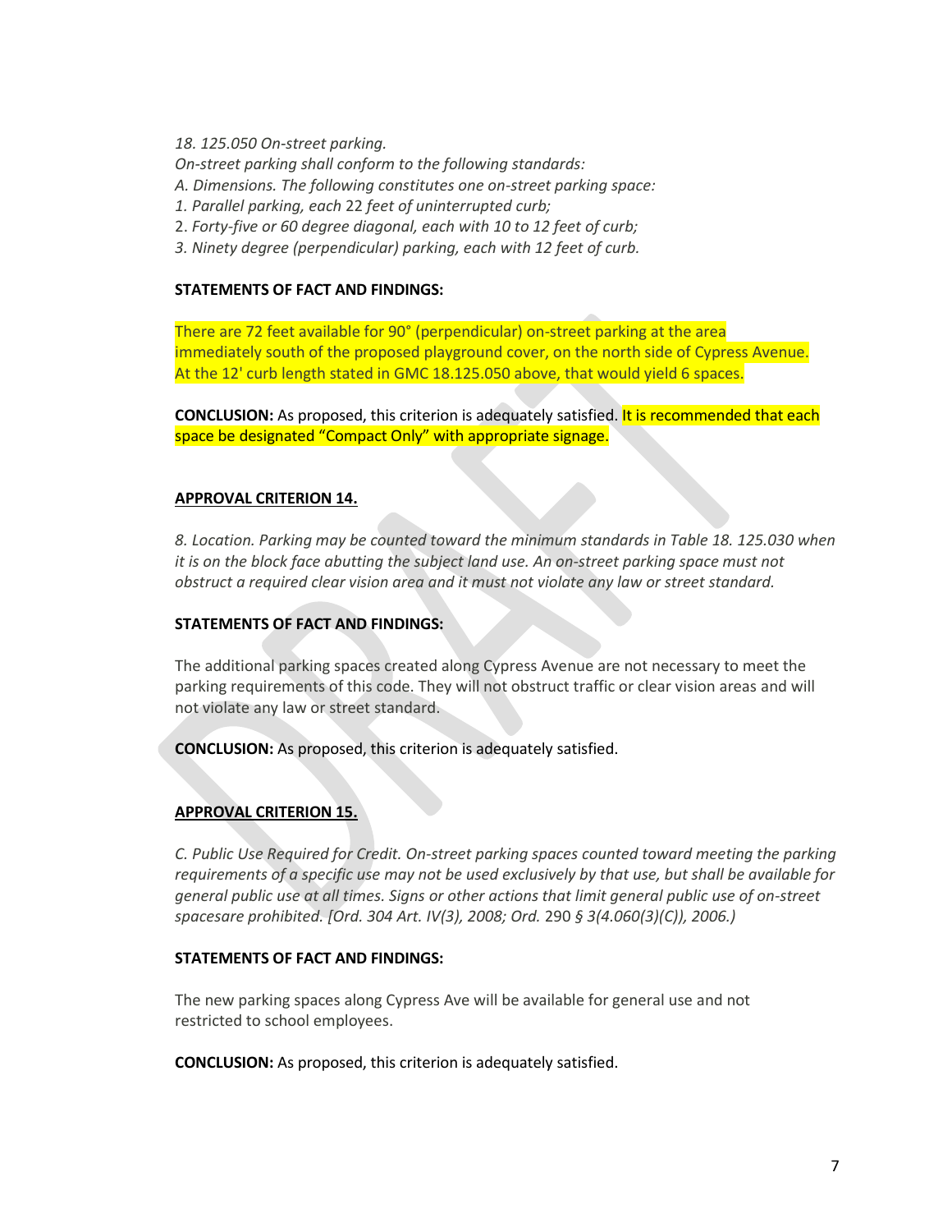*18. 125.050 On-street parking.*
*On-street parking shall conform to the following standards:*
*A. Dimensions. The following constitutes one on-street parking space:*
*1. Parallel parking, each* 22 *feet of uninterrupted curb;*
2. *Forty-five or 60 degree diagonal, each with 10 to 12 feet of curb;*
*3. Ninety degree (perpendicular) parking, each with 12 feet of curb.*

**STATEMENTS OF FACT AND FINDINGS:**

There are 72 feet available for 90° (perpendicular) on-street parking at the area immediately south of the proposed playground cover, on the north side of Cypress Avenue. At the 12' curb length stated in GMC 18.125.050 above, that would yield 6 spaces.

**CONCLUSION:** As proposed, this criterion is adequately satisfied. It is recommended that each space be designated "Compact Only" with appropriate signage.

**APPROVAL CRITERION 14.**

*8. Location. Parking may be counted toward the minimum standards in Table 18. 125.030 when it is on the block face abutting the subject land use. An on-street parking space must not obstruct a required clear vision area and it must not violate any law or street standard.*

**STATEMENTS OF FACT AND FINDINGS:**

The additional parking spaces created along Cypress Avenue are not necessary to meet the parking requirements of this code. They will not obstruct traffic or clear vision areas and will not violate any law or street standard.

**CONCLUSION:** As proposed, this criterion is adequately satisfied.

**APPROVAL CRITERION 15.**

*C. Public Use Required for Credit. On-street parking spaces counted toward meeting the parking requirements of a specific use may not be used exclusively by that use, but shall be available for general public use at all times. Signs or other actions that limit general public use of on-street spacesare prohibited. [Ord. 304 Art. IV(3), 2008; Ord.* 290 *§ 3(4.060(3)(C)), 2006.)*

**STATEMENTS OF FACT AND FINDINGS:**

The new parking spaces along Cypress Ave will be available for general use and not restricted to school employees.

**CONCLUSION:** As proposed, this criterion is adequately satisfied.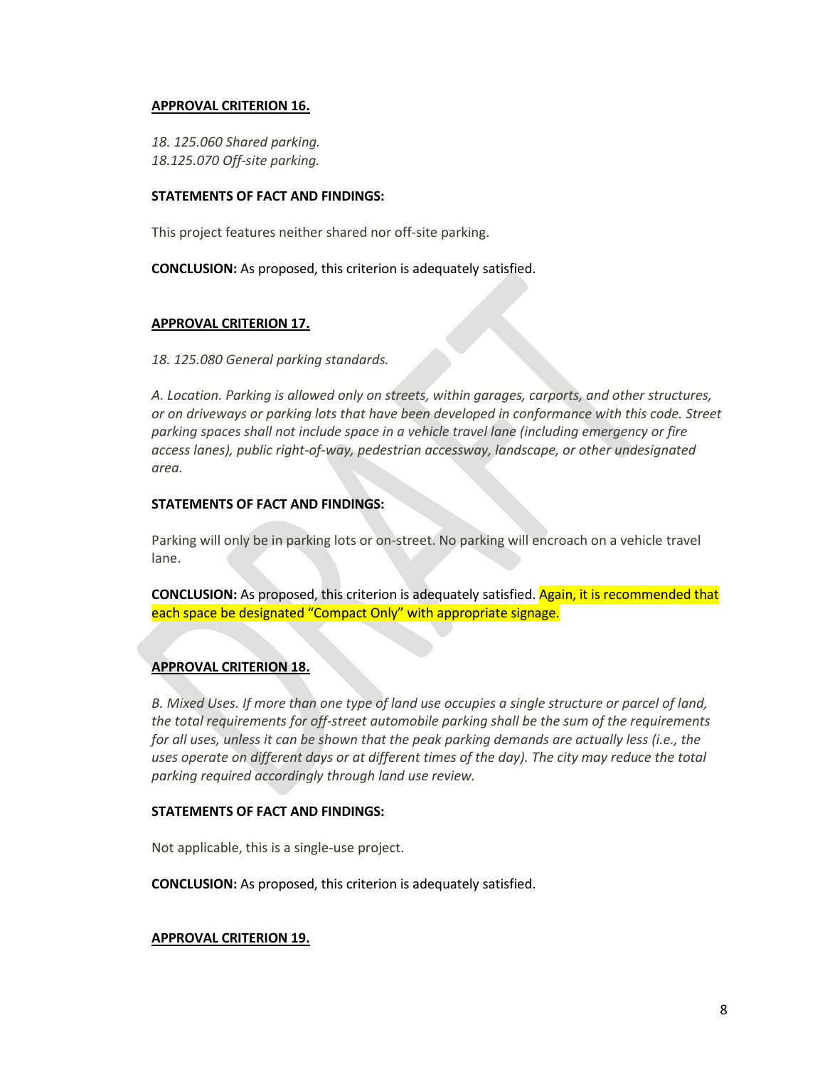**APPROVAL CRITERION 16.**

*18. 125.060 Shared parking.*
*18.125.070 Off-site parking.*

**STATEMENTS OF FACT AND FINDINGS:**

This project features neither shared nor off-site parking.

**CONCLUSION:** As proposed, this criterion is adequately satisfied.

**APPROVAL CRITERION 17.**

*18. 125.080 General parking standards.*

*A. Location. Parking is allowed only on streets, within garages, carports, and other structures, or on driveways or parking lots that have been developed in conformance with this code. Street parking spaces shall not include space in a vehicle travel lane (including emergency or fire access lanes), public right-of-way, pedestrian accessway, landscape, or other undesignated area.*

**STATEMENTS OF FACT AND FINDINGS:**

Parking will only be in parking lots or on-street. No parking will encroach on a vehicle travel lane.

**CONCLUSION:** As proposed, this criterion is adequately satisfied. Again, it is recommended that each space be designated "Compact Only" with appropriate signage.

**APPROVAL CRITERION 18.**

*B. Mixed Uses. If more than one type of land use occupies a single structure or parcel of land, the total requirements for off-street automobile parking shall be the sum of the requirements for all uses, unless it can be shown that the peak parking demands are actually less (i.e., the uses operate on different days or at different times of the day). The city may reduce the total parking required accordingly through land use review.*

**STATEMENTS OF FACT AND FINDINGS:**

Not applicable, this is a single-use project.

**CONCLUSION:** As proposed, this criterion is adequately satisfied.

**APPROVAL CRITERION 19.**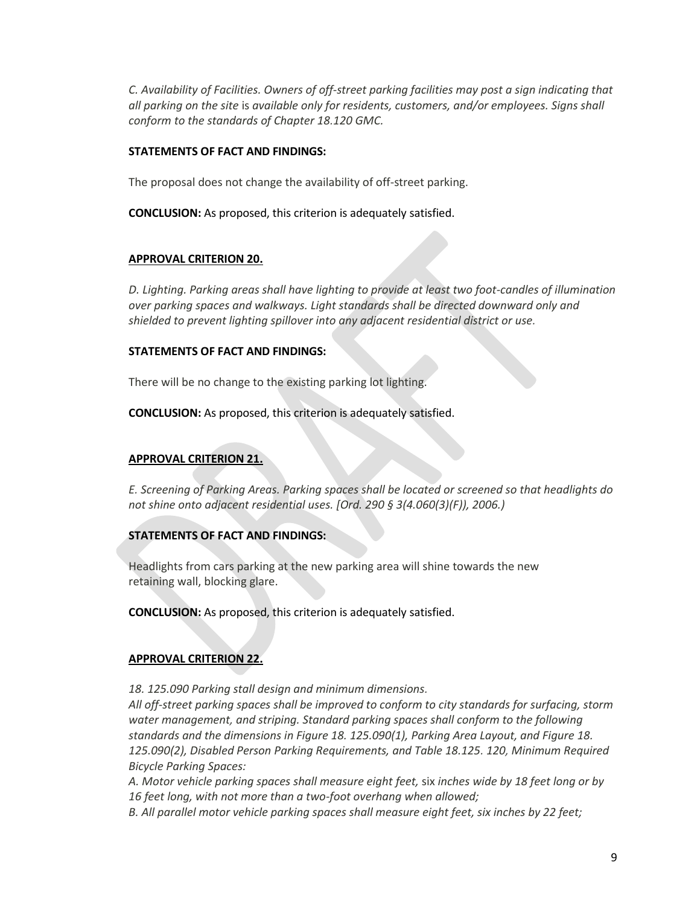*C. Availability of Facilities. Owners of off-street parking facilities may post a sign indicating that all parking on the site* is *available only for residents, customers, and/or employees. Signs shall conform to the standards of Chapter 18.120 GMC.*

**STATEMENTS OF FACT AND FINDINGS:**

The proposal does not change the availability of off-street parking.

**CONCLUSION:** As proposed, this criterion is adequately satisfied.

**APPROVAL CRITERION 20.**

*D. Lighting. Parking areas shall have lighting to provide at least two foot-candles of illumination over parking spaces and walkways. Light standards shall be directed downward only and shielded to prevent lighting spillover into any adjacent residential district or use.*

**STATEMENTS OF FACT AND FINDINGS:**

There will be no change to the existing parking lot lighting.

**CONCLUSION:** As proposed, this criterion is adequately satisfied.

**APPROVAL CRITERION 21.**

*E. Screening of Parking Areas. Parking spaces shall be located or screened so that headlights do not shine onto adjacent residential uses. [Ord. 290 § 3(4.060(3)(F)), 2006.)*

**STATEMENTS OF FACT AND FINDINGS:**

Headlights from cars parking at the new parking area will shine towards the new retaining wall, blocking glare.

**CONCLUSION:** As proposed, this criterion is adequately satisfied.

**APPROVAL CRITERION 22.**

*18. 125.090 Parking stall design and minimum dimensions.*
*All off-street parking spaces shall be improved to conform to city standards for surfacing, storm water management, and striping. Standard parking spaces shall conform to the following standards and the dimensions in Figure 18. 125.090(1), Parking Area Layout, and Figure 18. 125.090(2), Disabled Person Parking Requirements, and Table 18.125. 120, Minimum Required Bicycle Parking Spaces:*
*A. Motor vehicle parking spaces shall measure eight feet,* six *inches wide by 18 feet long or by 16 feet long, with not more than a two-foot overhang when allowed;*
*B. All parallel motor vehicle parking spaces shall measure eight feet, six inches by 22 feet;*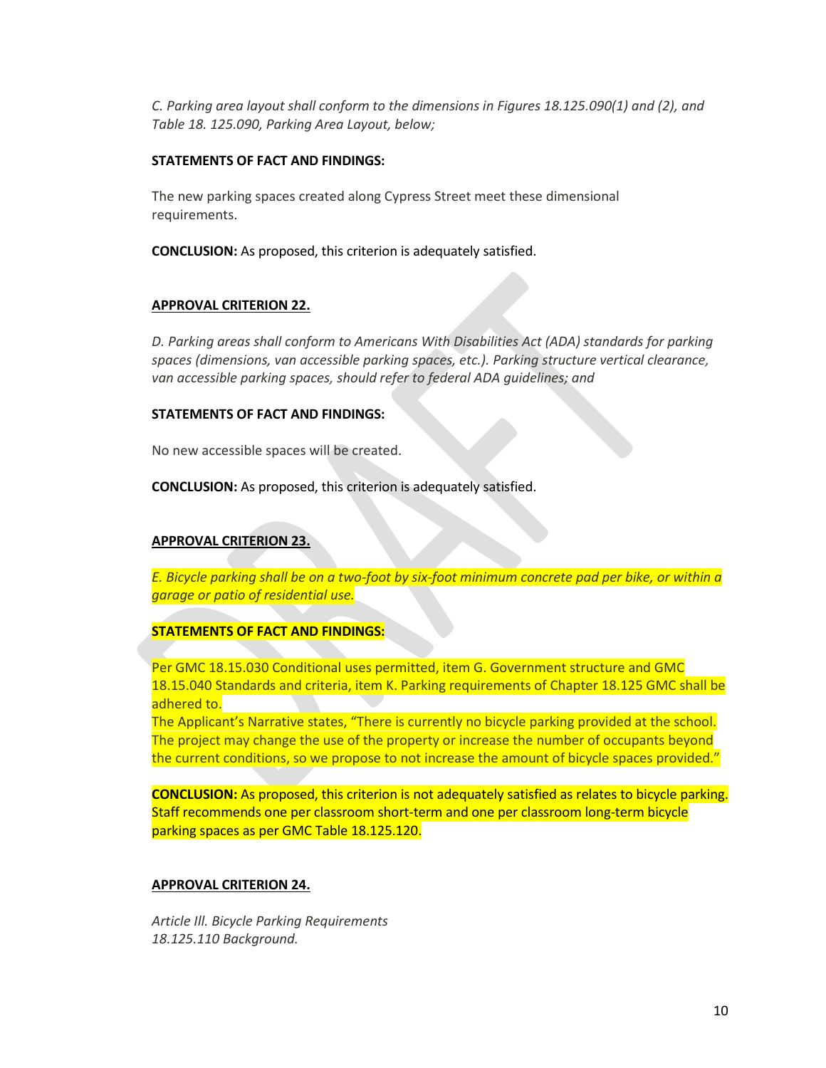*C. Parking area layout shall conform to the dimensions in Figures 18.125.090(1) and (2), and Table 18. 125.090, Parking Area Layout, below;*

**STATEMENTS OF FACT AND FINDINGS:**

The new parking spaces created along Cypress Street meet these dimensional requirements.

**CONCLUSION:** As proposed, this criterion is adequately satisfied.

**APPROVAL CRITERION 22.**

*D. Parking areas shall conform to Americans With Disabilities Act (ADA) standards for parking spaces (dimensions, van accessible parking spaces, etc.). Parking structure vertical clearance, van accessible parking spaces, should refer to federal ADA guidelines; and*

**STATEMENTS OF FACT AND FINDINGS:**

No new accessible spaces will be created.

**CONCLUSION:** As proposed, this criterion is adequately satisfied.

**APPROVAL CRITERION 23.**

*E. Bicycle parking shall be on a two-foot by six-foot minimum concrete pad per bike, or within a garage or patio of residential use.*

**STATEMENTS OF FACT AND FINDINGS:**

Per GMC 18.15.030 Conditional uses permitted, item G. Government structure and GMC 18.15.040 Standards and criteria, item K. Parking requirements of Chapter 18.125 GMC shall be adhered to.
The Applicant's Narrative states, "There is currently no bicycle parking provided at the school. The project may change the use of the property or increase the number of occupants beyond the current conditions, so we propose to not increase the amount of bicycle spaces provided."

**CONCLUSION:** As proposed, this criterion is not adequately satisfied as relates to bicycle parking. Staff recommends one per classroom short-term and one per classroom long-term bicycle parking spaces as per GMC Table 18.125.120.

**APPROVAL CRITERION 24.**

*Article III. Bicycle Parking Requirements*
*18.125.110 Background.*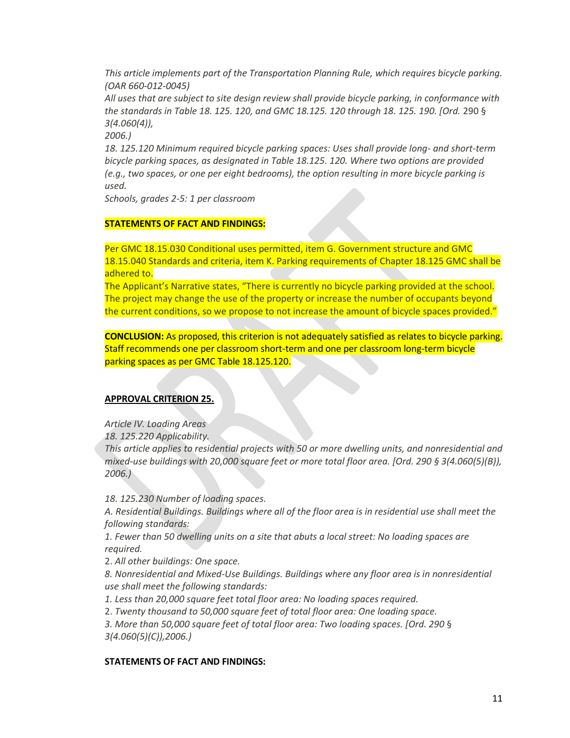*This article implements part of the Transportation Planning Rule, which requires bicycle parking. (OAR 660-012-0045)*

*All uses that are subject to site design review shall provide bicycle parking, in conformance with the standards in Table 18. 125. 120, and GMC 18.125. 120 through 18. 125. 190. [Ord.* 290 *§ 3(4.060(4)),*

*2006.)*

*18. 125.120 Minimum required bicycle parking spaces: Uses shall provide long- and short-term bicycle parking spaces, as designated in Table 18.125. 120. Where two options are provided (e.g., two spaces, or one per eight bedrooms), the option resulting in more bicycle parking is used.*

*Schools, grades 2-5: 1 per classroom*

**STATEMENTS OF FACT AND FINDINGS:**

Per GMC 18.15.030 Conditional uses permitted, item G. Government structure and GMC 18.15.040 Standards and criteria, item K. Parking requirements of Chapter 18.125 GMC shall be adhered to.

The Applicant's Narrative states, "There is currently no bicycle parking provided at the school. The project may change the use of the property or increase the number of occupants beyond the current conditions, so we propose to not increase the amount of bicycle spaces provided."

**CONCLUSION:** As proposed, this criterion is not adequately satisfied as relates to bicycle parking. Staff recommends one per classroom short-term and one per classroom long-term bicycle parking spaces as per GMC Table 18.125.120.

**APPROVAL CRITERION 25.**

*Article IV. Loading Areas*

*18. 125.220 Applicability.*

*This article applies to residential projects with 50 or more dwelling units, and nonresidential and mixed-use buildings with 20,000 square feet or more total floor area. [Ord. 290 § 3(4.060(5)(B)), 2006.)*

*18. 125.230 Number of loading spaces.*

*A. Residential Buildings. Buildings where all of the floor area is in residential use shall meet the following standards:*

*1. Fewer than 50 dwelling units on a site that abuts a local street: No loading spaces are required.*

2. *All other buildings: One space.*

*8. Nonresidential and Mixed-Use Buildings. Buildings where any floor area is in nonresidential use shall meet the following standards:*

*1. Less than 20,000 square feet total floor area: No loading spaces required.*

2. *Twenty thousand to 50,000 square feet of total floor area: One loading space.*

*3. More than 50,000 square feet of total floor area: Two loading spaces. [Ord. 290 § 3(4.060(5)(C)),2006.)*

**STATEMENTS OF FACT AND FINDINGS:**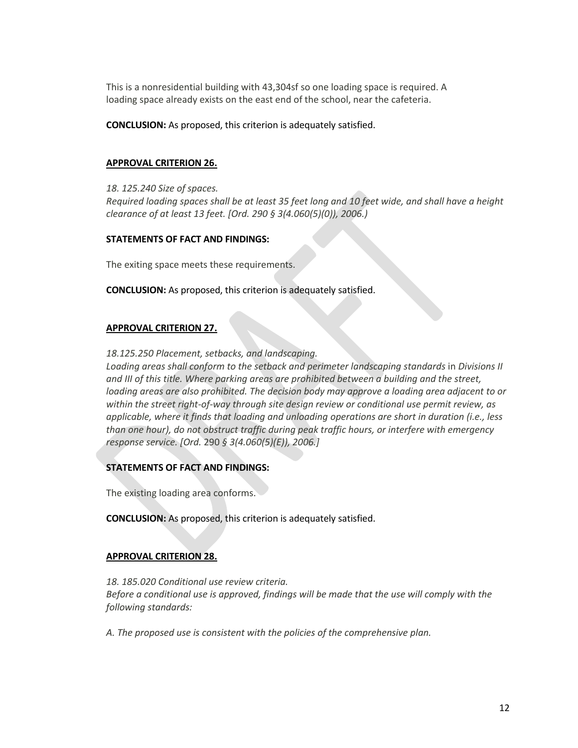This is a nonresidential building with 43,304sf so one loading space is required. A loading space already exists on the east end of the school, near the cafeteria.

**CONCLUSION:** As proposed, this criterion is adequately satisfied.

**APPROVAL CRITERION 26.**

*18. 125.240 Size of spaces.*
*Required loading spaces shall be at least 35 feet long and 10 feet wide, and shall have a height clearance of at least 13 feet. [Ord. 290 § 3(4.060(5)(0)), 2006.)*

**STATEMENTS OF FACT AND FINDINGS:**

The exiting space meets these requirements.

**CONCLUSION:** As proposed, this criterion is adequately satisfied.

**APPROVAL CRITERION 27.**

*18.125.250 Placement, setbacks, and landscaping.*
*Loading areas shall conform to the setback and perimeter landscaping standards* in *Divisions II and III of this title. Where parking areas are prohibited between a building and the street, loading areas are also prohibited. The decision body may approve a loading area adjacent to or within the street right-of-way through site design review or conditional use permit review, as applicable, where it finds that loading and unloading operations are short in duration (i.e., less than one hour), do not obstruct traffic during peak traffic hours, or interfere with emergency response service. [Ord.* 290 *§ 3(4.060(5)(E)), 2006.]*

**STATEMENTS OF FACT AND FINDINGS:**

The existing loading area conforms.

**CONCLUSION:** As proposed, this criterion is adequately satisfied.

**APPROVAL CRITERION 28.**

*18. 185.020 Conditional use review criteria.*
*Before a conditional use is approved, findings will be made that the use will comply with the following standards:*

*A. The proposed use is consistent with the policies of the comprehensive plan.*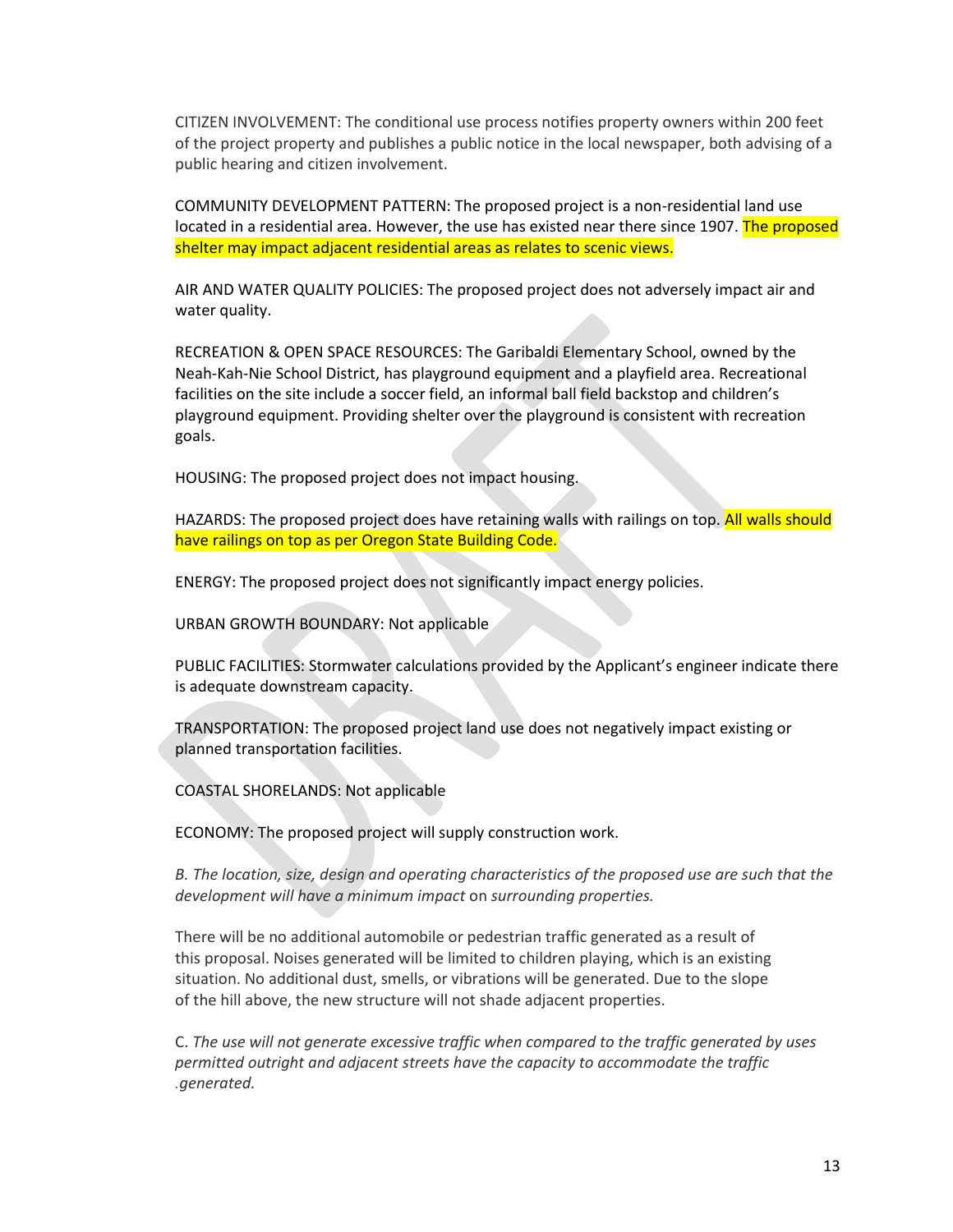CITIZEN INVOLVEMENT: The conditional use process notifies property owners within 200 feet of the project property and publishes a public notice in the local newspaper, both advising of a public hearing and citizen involvement.

COMMUNITY DEVELOPMENT PATTERN: The proposed project is a non-residential land use located in a residential area. However, the use has existed near there since 1907. The proposed shelter may impact adjacent residential areas as relates to scenic views.

AIR AND WATER QUALITY POLICIES: The proposed project does not adversely impact air and water quality.

RECREATION & OPEN SPACE RESOURCES: The Garibaldi Elementary School, owned by the Neah-Kah-Nie School District, has playground equipment and a playfield area. Recreational facilities on the site include a soccer field, an informal ball field backstop and children's playground equipment. Providing shelter over the playground is consistent with recreation goals.

HOUSING: The proposed project does not impact housing.

HAZARDS: The proposed project does have retaining walls with railings on top. All walls should have railings on top as per Oregon State Building Code.

ENERGY: The proposed project does not significantly impact energy policies.

URBAN GROWTH BOUNDARY: Not applicable

PUBLIC FACILITIES: Stormwater calculations provided by the Applicant's engineer indicate there is adequate downstream capacity.

TRANSPORTATION: The proposed project land use does not negatively impact existing or planned transportation facilities.

COASTAL SHORELANDS: Not applicable

ECONOMY: The proposed project will supply construction work.

*B. The location, size, design and operating characteristics of the proposed use are such that the development will have a minimum impact* on *surrounding properties.*

There will be no additional automobile or pedestrian traffic generated as a result of this proposal. Noises generated will be limited to children playing, which is an existing situation. No additional dust, smells, or vibrations will be generated. Due to the slope of the hill above, the new structure will not shade adjacent properties.

C. *The use will not generate excessive traffic when compared to the traffic generated by uses permitted outright and adjacent streets have the capacity to accommodate the traffic .generated.*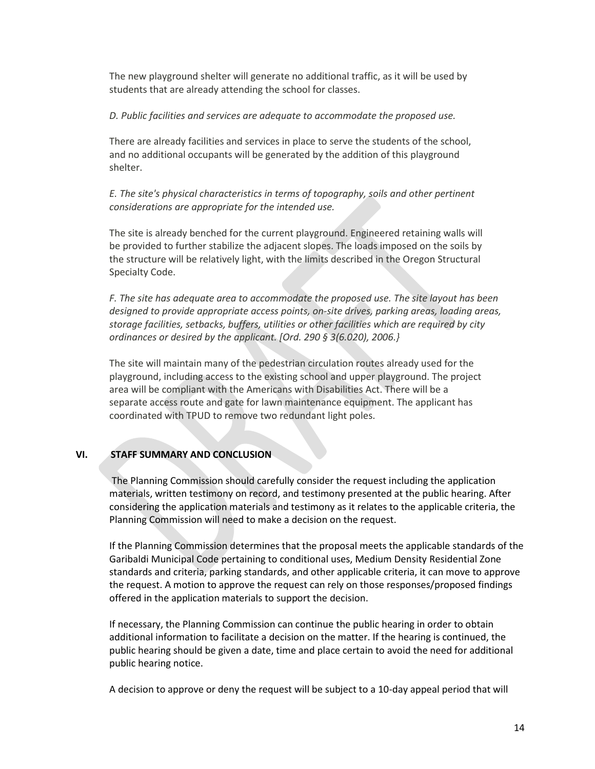The new playground shelter will generate no additional traffic, as it will be used by students that are already attending the school for classes.

*D. Public facilities and services are adequate to accommodate the proposed use.*

There are already facilities and services in place to serve the students of the school, and no additional occupants will be generated by the addition of this playground shelter.

*E. The site's physical characteristics in terms of topography, soils and other pertinent considerations are appropriate for the intended use.*

The site is already benched for the current playground. Engineered retaining walls will be provided to further stabilize the adjacent slopes. The loads imposed on the soils by the structure will be relatively light, with the limits described in the Oregon Structural Specialty Code.

*F. The site has adequate area to accommodate the proposed use. The site layout has been designed to provide appropriate access points, on-site drives, parking areas, loading areas, storage facilities, setbacks, buffers, utilities or other facilities which are required by city ordinances or desired by the applicant. [Ord. 290 § 3(6.020), 2006.}*

The site will maintain many of the pedestrian circulation routes already used for the playground, including access to the existing school and upper playground. The project area will be compliant with the Americans with Disabilities Act. There will be a separate access route and gate for lawn maintenance equipment. The applicant has coordinated with TPUD to remove two redundant light poles.

## VI. STAFF SUMMARY AND CONCLUSION

The Planning Commission should carefully consider the request including the application materials, written testimony on record, and testimony presented at the public hearing. After considering the application materials and testimony as it relates to the applicable criteria, the Planning Commission will need to make a decision on the request.

If the Planning Commission determines that the proposal meets the applicable standards of the Garibaldi Municipal Code pertaining to conditional uses, Medium Density Residential Zone standards and criteria, parking standards, and other applicable criteria, it can move to approve the request. A motion to approve the request can rely on those responses/proposed findings offered in the application materials to support the decision.

If necessary, the Planning Commission can continue the public hearing in order to obtain additional information to facilitate a decision on the matter. If the hearing is continued, the public hearing should be given a date, time and place certain to avoid the need for additional public hearing notice.

A decision to approve or deny the request will be subject to a 10-day appeal period that will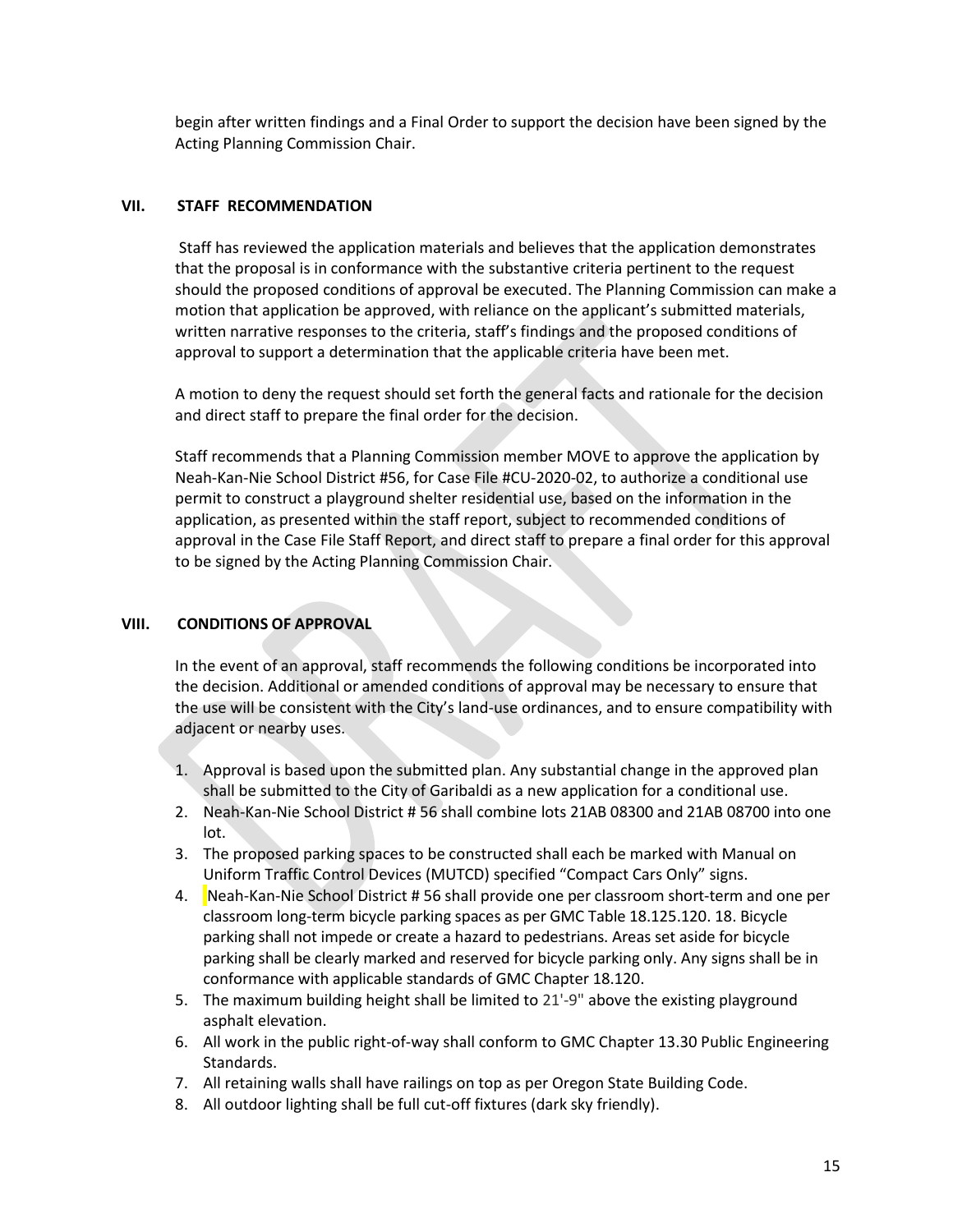begin after written findings and a Final Order to support the decision have been signed by the Acting Planning Commission Chair.

## VII. STAFF RECOMMENDATION

Staff has reviewed the application materials and believes that the application demonstrates that the proposal is in conformance with the substantive criteria pertinent to the request should the proposed conditions of approval be executed. The Planning Commission can make a motion that application be approved, with reliance on the applicant's submitted materials, written narrative responses to the criteria, staff's findings and the proposed conditions of approval to support a determination that the applicable criteria have been met.

A motion to deny the request should set forth the general facts and rationale for the decision and direct staff to prepare the final order for the decision.

Staff recommends that a Planning Commission member MOVE to approve the application by Neah-Kan-Nie School District #56, for Case File #CU-2020-02, to authorize a conditional use permit to construct a playground shelter residential use, based on the information in the application, as presented within the staff report, subject to recommended conditions of approval in the Case File Staff Report, and direct staff to prepare a final order for this approval to be signed by the Acting Planning Commission Chair.

## VIII. CONDITIONS OF APPROVAL

In the event of an approval, staff recommends the following conditions be incorporated into the decision. Additional or amended conditions of approval may be necessary to ensure that the use will be consistent with the City's land-use ordinances, and to ensure compatibility with adjacent or nearby uses.

1. Approval is based upon the submitted plan. Any substantial change in the approved plan shall be submitted to the City of Garibaldi as a new application for a conditional use.
2. Neah-Kan-Nie School District # 56 shall combine lots 21AB 08300 and 21AB 08700 into one lot.
3. The proposed parking spaces to be constructed shall each be marked with Manual on Uniform Traffic Control Devices (MUTCD) specified "Compact Cars Only" signs.
4. Neah-Kan-Nie School District # 56 shall provide one per classroom short-term and one per classroom long-term bicycle parking spaces as per GMC Table 18.125.120. 18. Bicycle parking shall not impede or create a hazard to pedestrians. Areas set aside for bicycle parking shall be clearly marked and reserved for bicycle parking only. Any signs shall be in conformance with applicable standards of GMC Chapter 18.120.
5. The maximum building height shall be limited to 21'-9" above the existing playground asphalt elevation.
6. All work in the public right-of-way shall conform to GMC Chapter 13.30 Public Engineering Standards.
7. All retaining walls shall have railings on top as per Oregon State Building Code.
8. All outdoor lighting shall be full cut-off fixtures (dark sky friendly).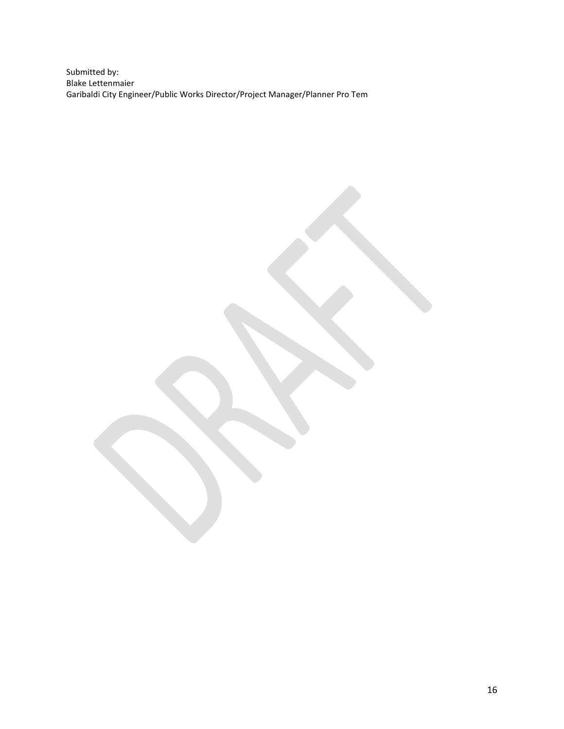Submitted by:
Blake Lettenmaier
Garibaldi City Engineer/Public Works Director/Project Manager/Planner Pro Tem